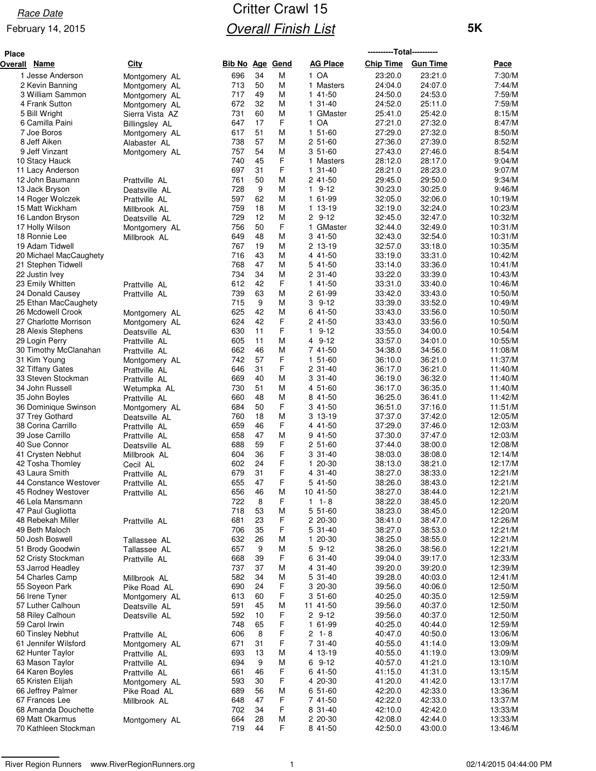Race Date

February 14, 2015

# Critter Crawl 15

## Overall Finish List

**5K**

| Place Overall | Name | City | Bib No | Age | Gend | AG Place | Chip Time | Gun Time | Pace |
|---|---|---|---|---|---|---|---|---|---|
| 1 | Jesse Anderson | Montgomery AL | 696 | 34 | M | 1 OA | 23:20.0 | 23:21.0 | 7:30/M |
| 2 | Kevin Banning | Montgomery AL | 713 | 50 | M | 1 Masters | 24:04.0 | 24:07.0 | 7:44/M |
| 3 | William Sammon | Montgomery AL | 717 | 49 | M | 1 41-50 | 24:50.0 | 24:53.0 | 7:59/M |
| 4 | Frank Sutton | Montgomery AL | 672 | 32 | M | 1 31-40 | 24:52.0 | 25:11.0 | 7:59/M |
| 5 | Bill Wright | Sierra Vista AZ | 731 | 60 | M | 1 GMaster | 25:41.0 | 25:42.0 | 8:15/M |
| 6 | Camilla Paini | Billingsley AL | 647 | 17 | F | 1 OA | 27:21.0 | 27:32.0 | 8:47/M |
| 7 | Joe Boros | Montgomery AL | 617 | 51 | M | 1 51-60 | 27:29.0 | 27:32.0 | 8:50/M |
| 8 | Jeff Aiken | Alabaster AL | 738 | 57 | M | 2 51-60 | 27:36.0 | 27:39.0 | 8:52/M |
| 9 | Jeff Vinzant | Montgomery AL | 757 | 54 | M | 3 51-60 | 27:43.0 | 27:46.0 | 8:54/M |
| 10 | Stacy Hauck | | 740 | 45 | F | 1 Masters | 28:12.0 | 28:17.0 | 9:04/M |
| 11 | Lacy Anderson | | 697 | 31 | F | 1 31-40 | 28:21.0 | 28:23.0 | 9:07/M |
| 12 | John Baumann | Prattville AL | 761 | 50 | M | 2 41-50 | 29:45.0 | 29:50.0 | 9:34/M |
| 13 | Jack Bryson | Deatsville AL | 728 | 9 | M | 1 9-12 | 30:23.0 | 30:25.0 | 9:46/M |
| 14 | Roger Wolczek | Prattville AL | 597 | 62 | M | 1 61-99 | 32:05.0 | 32:06.0 | 10:19/M |
| 15 | Matt Wickham | Millbrook AL | 759 | 18 | M | 1 13-19 | 32:19.0 | 32:24.0 | 10:23/M |
| 16 | Landon Bryson | Deatsville AL | 729 | 12 | M | 2 9-12 | 32:45.0 | 32:47.0 | 10:32/M |
| 17 | Holly Wilson | Montgomery AL | 756 | 50 | F | 1 GMaster | 32:44.0 | 32:49.0 | 10:31/M |
| 18 | Ronnie Lee | Millbrook AL | 649 | 48 | M | 3 41-50 | 32:43.0 | 32:54.0 | 10:31/M |
| 19 | Adam Tidwell | | 767 | 19 | M | 2 13-19 | 32:57.0 | 33:18.0 | 10:35/M |
| 20 | Michael MacCaughety | | 716 | 43 | M | 4 41-50 | 33:19.0 | 33:31.0 | 10:42/M |
| 21 | Stephen Tidwell | | 768 | 47 | M | 5 41-50 | 33:14.0 | 33:36.0 | 10:41/M |
| 22 | Justin Ivey | | 734 | 34 | M | 2 31-40 | 33:22.0 | 33:39.0 | 10:43/M |
| 23 | Emily Whitten | Prattville AL | 612 | 42 | F | 1 41-50 | 33:31.0 | 33:40.0 | 10:46/M |
| 24 | Donald Causey | Prattville AL | 739 | 63 | M | 2 61-99 | 33:42.0 | 33:43.0 | 10:50/M |
| 25 | Ethan MacCaughety | | 715 | 9 | M | 3 9-12 | 33:39.0 | 33:52.0 | 10:49/M |
| 26 | Mcdowell Crook | Montgomery AL | 625 | 42 | M | 6 41-50 | 33:43.0 | 33:56.0 | 10:50/M |
| 27 | Charlotte Morrison | Montgomery AL | 624 | 42 | F | 2 41-50 | 33:43.0 | 33:56.0 | 10:50/M |
| 28 | Alexis Stephens | Deatsville AL | 630 | 11 | F | 1 9-12 | 33:55.0 | 34:00.0 | 10:54/M |
| 29 | Login Perry | Prattville AL | 605 | 11 | M | 4 9-12 | 33:57.0 | 34:01.0 | 10:55/M |
| 30 | Timothy McClanahan | Prattville AL | 662 | 46 | M | 7 41-50 | 34:38.0 | 34:56.0 | 11:08/M |
| 31 | Kim Young | Montgomery AL | 742 | 57 | F | 1 51-60 | 36:10.0 | 36:21.0 | 11:37/M |
| 32 | Tiffany Gates | Prattville AL | 646 | 31 | F | 2 31-40 | 36:17.0 | 36:21.0 | 11:40/M |
| 33 | Steven Stockman | Prattville AL | 669 | 40 | M | 3 31-40 | 36:19.0 | 36:32.0 | 11:40/M |
| 34 | John Russell | Wetumpka AL | 730 | 51 | M | 4 51-60 | 36:17.0 | 36:35.0 | 11:40/M |
| 35 | John Boyles | Prattville AL | 660 | 48 | M | 8 41-50 | 36:25.0 | 36:41.0 | 11:42/M |
| 36 | Dominique Swinson | Montgomery AL | 684 | 50 | F | 3 41-50 | 36:51.0 | 37:16.0 | 11:51/M |
| 37 | Trey Gothard | Deatsville AL | 760 | 18 | M | 3 13-19 | 37:37.0 | 37:42.0 | 12:05/M |
| 38 | Corina Carrillo | Prattville AL | 659 | 46 | F | 4 41-50 | 37:29.0 | 37:46.0 | 12:03/M |
| 39 | Jose Carrillo | Prattville AL | 658 | 47 | M | 9 41-50 | 37:30.0 | 37:47.0 | 12:03/M |
| 40 | Sue Connor | Deatsville AL | 688 | 59 | F | 2 51-60 | 37:44.0 | 38:00.0 | 12:08/M |
| 41 | Crysten Nebhut | Millbrook AL | 604 | 36 | F | 3 31-40 | 38:03.0 | 38:08.0 | 12:14/M |
| 42 | Tosha Thomley | Cecil AL | 602 | 24 | F | 1 20-30 | 38:13.0 | 38:21.0 | 12:17/M |
| 43 | Laura Smith | Prattville AL | 679 | 31 | F | 4 31-40 | 38:27.0 | 38:33.0 | 12:21/M |
| 44 | Constance Westover | Prattville AL | 655 | 47 | F | 5 41-50 | 38:26.0 | 38:43.0 | 12:21/M |
| 45 | Rodney Westover | Prattville AL | 656 | 46 | M | 10 41-50 | 38:27.0 | 38:44.0 | 12:21/M |
| 46 | Lela Mansmann | | 722 | 8 | F | 1 1- 8 | 38:22.0 | 38:45.0 | 12:20/M |
| 47 | Paul Gugliotta | | 718 | 53 | M | 5 51-60 | 38:23.0 | 38:45.0 | 12:20/M |
| 48 | Rebekah Miller | Prattville AL | 681 | 23 | F | 2 20-30 | 38:41.0 | 38:47.0 | 12:26/M |
| 49 | Beth Maloch | | 706 | 35 | F | 5 31-40 | 38:27.0 | 38:53.0 | 12:21/M |
| 50 | Josh Boswell | Tallassee AL | 632 | 26 | M | 1 20-30 | 38:25.0 | 38:55.0 | 12:21/M |
| 51 | Brody Goodwin | Tallassee AL | 657 | 9 | M | 5 9-12 | 38:26.0 | 38:56.0 | 12:21/M |
| 52 | Cristy Stockman | Prattville AL | 668 | 39 | F | 6 31-40 | 39:04.0 | 39:17.0 | 12:33/M |
| 53 | Jarrod Headley | | 737 | 37 | M | 4 31-40 | 39:20.0 | 39:20.0 | 12:39/M |
| 54 | Charles Camp | Millbrook AL | 582 | 34 | M | 5 31-40 | 39:28.0 | 40:03.0 | 12:41/M |
| 55 | Soyeon Park | Pike Road AL | 690 | 24 | F | 3 20-30 | 39:56.0 | 40:06.0 | 12:50/M |
| 56 | Irene Tyner | Montgomery AL | 613 | 60 | F | 3 51-60 | 40:25.0 | 40:35.0 | 12:59/M |
| 57 | Luther Calhoun | Deatsville AL | 591 | 45 | M | 11 41-50 | 39:56.0 | 40:37.0 | 12:50/M |
| 58 | Riley Calhoun | Deatsville AL | 592 | 10 | F | 2 9-12 | 39:56.0 | 40:37.0 | 12:50/M |
| 59 | Carol Irwin | | 748 | 65 | F | 1 61-99 | 40:25.0 | 40:44.0 | 12:59/M |
| 60 | Tinsley Nebhut | Prattville AL | 606 | 8 | F | 2 1- 8 | 40:47.0 | 40:50.0 | 13:06/M |
| 61 | Jennifer Wilsford | Montgomery AL | 671 | 31 | F | 7 31-40 | 40:55.0 | 41:14.0 | 13:09/M |
| 62 | Hunter Taylor | Prattville AL | 693 | 13 | M | 4 13-19 | 40:55.0 | 41:19.0 | 13:09/M |
| 63 | Mason Taylor | Prattville AL | 694 | 9 | M | 6 9-12 | 40:57.0 | 41:21.0 | 13:10/M |
| 64 | Karen Boyles | Prattville AL | 661 | 46 | F | 6 41-50 | 41:15.0 | 41:31.0 | 13:15/M |
| 65 | Kristen Elijah | Montgomery AL | 593 | 30 | F | 4 20-30 | 41:20.0 | 41:42.0 | 13:17/M |
| 66 | Jeffrey Palmer | Pike Road AL | 689 | 56 | M | 6 51-60 | 42:20.0 | 42:33.0 | 13:36/M |
| 67 | Frances Lee | Millbrook AL | 648 | 47 | F | 7 41-50 | 42:22.0 | 42:33.0 | 13:37/M |
| 68 | Amanda Douchette | | 702 | 34 | F | 8 31-40 | 42:10.0 | 42:42.0 | 13:33/M |
| 69 | Matt Okarmus | Montgomery AL | 664 | 28 | M | 2 20-30 | 42:08.0 | 42:44.0 | 13:33/M |
| 70 | Kathleen Stockman | | 719 | 44 | F | 8 41-50 | 42:50.0 | 43:00.0 | 13:46/M |

River Region Runners www.RiverRegionRunners.org

02/14/2015 04:44:00 PM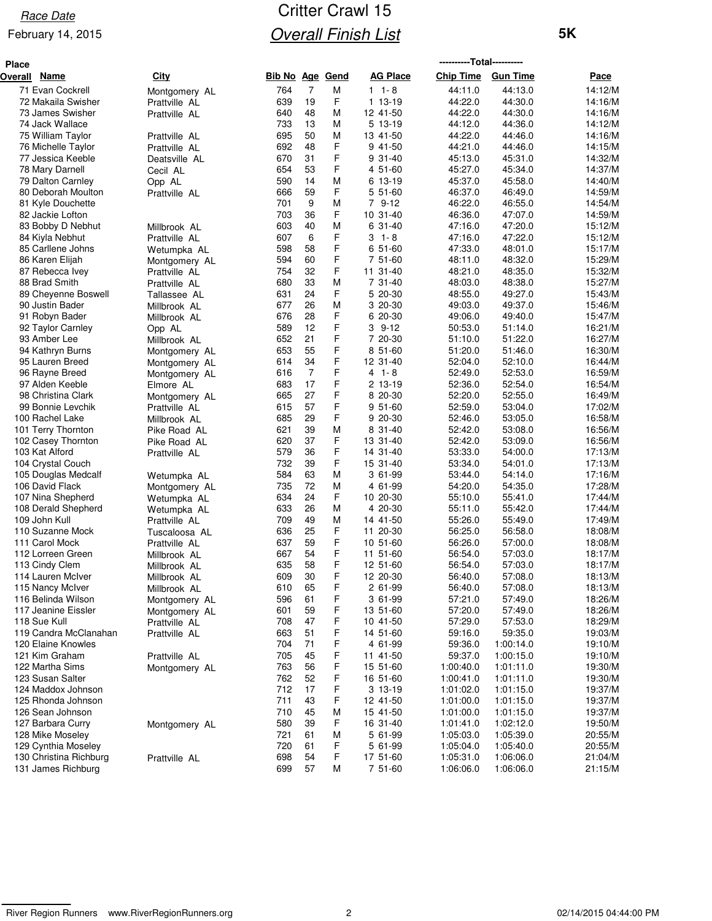Race Date

February 14, 2015

# Critter Crawl 15

## Overall Finish List

**5K**

| Place Overall | Name | City | Bib No | Age | Gend | AG Place | Chip Time | Gun Time | Pace |
|---|---|---|---|---|---|---|---|---|---|
| 71 | Evan Cockrell | Montgomery AL | 764 | 7 | M | 1 1- 8 | 44:11.0 | 44:13.0 | 14:12/M |
| 72 | Makaila Swisher | Prattville AL | 639 | 19 | F | 1 13-19 | 44:22.0 | 44:30.0 | 14:16/M |
| 73 | James Swisher | Prattville AL | 640 | 48 | M | 12 41-50 | 44:22.0 | 44:30.0 | 14:16/M |
| 74 | Jack Wallace | | 733 | 13 | M | 5 13-19 | 44:12.0 | 44:36.0 | 14:12/M |
| 75 | William Taylor | Prattville AL | 695 | 50 | M | 13 41-50 | 44:22.0 | 44:46.0 | 14:16/M |
| 76 | Michelle Taylor | Prattville AL | 692 | 48 | F | 9 41-50 | 44:21.0 | 44:46.0 | 14:15/M |
| 77 | Jessica Keeble | Deatsville AL | 670 | 31 | F | 9 31-40 | 45:13.0 | 45:31.0 | 14:32/M |
| 78 | Mary Darnell | Cecil AL | 654 | 53 | F | 4 51-60 | 45:27.0 | 45:34.0 | 14:37/M |
| 79 | Dalton Carnley | Opp AL | 590 | 14 | M | 6 13-19 | 45:37.0 | 45:58.0 | 14:40/M |
| 80 | Deborah Moulton | Prattville AL | 666 | 59 | F | 5 51-60 | 46:37.0 | 46:49.0 | 14:59/M |
| 81 | Kyle Douchette | | 701 | 9 | M | 7 9-12 | 46:22.0 | 46:55.0 | 14:54/M |
| 82 | Jackie Lofton | | 703 | 36 | F | 10 31-40 | 46:36.0 | 47:07.0 | 14:59/M |
| 83 | Bobby D Nebhut | Millbrook AL | 603 | 40 | M | 6 31-40 | 47:16.0 | 47:20.0 | 15:12/M |
| 84 | Kiyla Nebhut | Prattville AL | 607 | 6 | F | 3 1- 8 | 47:16.0 | 47:22.0 | 15:12/M |
| 85 | Carllene Johns | Wetumpka AL | 598 | 58 | F | 6 51-60 | 47:33.0 | 48:01.0 | 15:17/M |
| 86 | Karen Elijah | Montgomery AL | 594 | 60 | F | 7 51-60 | 48:11.0 | 48:32.0 | 15:29/M |
| 87 | Rebecca Ivey | Prattville AL | 754 | 32 | F | 11 31-40 | 48:21.0 | 48:35.0 | 15:32/M |
| 88 | Brad Smith | Prattville AL | 680 | 33 | M | 7 31-40 | 48:03.0 | 48:38.0 | 15:27/M |
| 89 | Cheyenne Boswell | Tallassee AL | 631 | 24 | F | 5 20-30 | 48:55.0 | 49:27.0 | 15:43/M |
| 90 | Justin Bader | Millbrook AL | 677 | 26 | M | 3 20-30 | 49:03.0 | 49:37.0 | 15:46/M |
| 91 | Robyn Bader | Millbrook AL | 676 | 28 | F | 6 20-30 | 49:06.0 | 49:40.0 | 15:47/M |
| 92 | Taylor Carnley | Opp AL | 589 | 12 | F | 3 9-12 | 50:53.0 | 51:14.0 | 16:21/M |
| 93 | Amber Lee | Millbrook AL | 652 | 21 | F | 7 20-30 | 51:10.0 | 51:22.0 | 16:27/M |
| 94 | Kathryn Burns | Montgomery AL | 653 | 55 | F | 8 51-60 | 51:20.0 | 51:46.0 | 16:30/M |
| 95 | Lauren Breed | Montgomery AL | 614 | 34 | F | 12 31-40 | 52:04.0 | 52:10.0 | 16:44/M |
| 96 | Rayne Breed | Montgomery AL | 616 | 7 | F | 4 1- 8 | 52:49.0 | 52:53.0 | 16:59/M |
| 97 | Alden Keeble | Elmore AL | 683 | 17 | F | 2 13-19 | 52:36.0 | 52:54.0 | 16:54/M |
| 98 | Christina Clark | Montgomery AL | 665 | 27 | F | 8 20-30 | 52:20.0 | 52:55.0 | 16:49/M |
| 99 | Bonnie Levchik | Prattville AL | 615 | 57 | F | 9 51-60 | 52:59.0 | 53:04.0 | 17:02/M |
| 100 | Rachel Lake | Millbrook AL | 685 | 29 | F | 9 20-30 | 52:46.0 | 53:05.0 | 16:58/M |
| 101 | Terry Thornton | Pike Road AL | 621 | 39 | M | 8 31-40 | 52:42.0 | 53:08.0 | 16:56/M |
| 102 | Casey Thornton | Pike Road AL | 620 | 37 | F | 13 31-40 | 52:42.0 | 53:09.0 | 16:56/M |
| 103 | Kat Alford | Prattville AL | 579 | 36 | F | 14 31-40 | 53:33.0 | 54:00.0 | 17:13/M |
| 104 | Crystal Couch | | 732 | 39 | F | 15 31-40 | 53:34.0 | 54:01.0 | 17:13/M |
| 105 | Douglas Medcalf | Wetumpka AL | 584 | 63 | M | 3 61-99 | 53:44.0 | 54:14.0 | 17:16/M |
| 106 | David Flack | Montgomery AL | 735 | 72 | M | 4 61-99 | 54:20.0 | 54:35.0 | 17:28/M |
| 107 | Nina Shepherd | Wetumpka AL | 634 | 24 | F | 10 20-30 | 55:10.0 | 55:41.0 | 17:44/M |
| 108 | Derald Shepherd | Wetumpka AL | 633 | 26 | M | 4 20-30 | 55:11.0 | 55:42.0 | 17:44/M |
| 109 | John Kull | Prattville AL | 709 | 49 | M | 14 41-50 | 55:26.0 | 55:49.0 | 17:49/M |
| 110 | Suzanne Mock | Tuscaloosa AL | 636 | 25 | F | 11 20-30 | 56:25.0 | 56:58.0 | 18:08/M |
| 111 | Carol Mock | Prattville AL | 637 | 59 | F | 10 51-60 | 56:26.0 | 57:00.0 | 18:08/M |
| 112 | Lorreen Green | Millbrook AL | 667 | 54 | F | 11 51-60 | 56:54.0 | 57:03.0 | 18:17/M |
| 113 | Cindy Clem | Millbrook AL | 635 | 58 | F | 12 51-60 | 56:54.0 | 57:03.0 | 18:17/M |
| 114 | Lauren McIver | Millbrook AL | 609 | 30 | F | 12 20-30 | 56:40.0 | 57:08.0 | 18:13/M |
| 115 | Nancy McIver | Millbrook AL | 610 | 65 | F | 2 61-99 | 56:40.0 | 57:08.0 | 18:13/M |
| 116 | Belinda Wilson | Montgomery AL | 596 | 61 | F | 3 61-99 | 57:21.0 | 57:49.0 | 18:26/M |
| 117 | Jeanine Eissler | Montgomery AL | 601 | 59 | F | 13 51-60 | 57:20.0 | 57:49.0 | 18:26/M |
| 118 | Sue Kull | Prattville AL | 708 | 47 | F | 10 41-50 | 57:29.0 | 57:53.0 | 18:29/M |
| 119 | Candra McClanahan | Prattville AL | 663 | 51 | F | 14 51-60 | 59:16.0 | 59:35.0 | 19:03/M |
| 120 | Elaine Knowles | | 704 | 71 | F | 4 61-99 | 59:36.0 | 1:00:14.0 | 19:10/M |
| 121 | Kim Graham | Prattville AL | 705 | 45 | F | 11 41-50 | 59:37.0 | 1:00:15.0 | 19:10/M |
| 122 | Martha Sims | Montgomery AL | 763 | 56 | F | 15 51-60 | 1:00:40.0 | 1:01:11.0 | 19:30/M |
| 123 | Susan Salter | | 762 | 52 | F | 16 51-60 | 1:00:41.0 | 1:01:11.0 | 19:30/M |
| 124 | Maddox Johnson | | 712 | 17 | F | 3 13-19 | 1:01:02.0 | 1:01:15.0 | 19:37/M |
| 125 | Rhonda Johnson | | 711 | 43 | F | 12 41-50 | 1:01:00.0 | 1:01:15.0 | 19:37/M |
| 126 | Sean Johnson | | 710 | 45 | M | 15 41-50 | 1:01:00.0 | 1:01:15.0 | 19:37/M |
| 127 | Barbara Curry | Montgomery AL | 580 | 39 | F | 16 31-40 | 1:01:41.0 | 1:02:12.0 | 19:50/M |
| 128 | Mike Moseley | | 721 | 61 | M | 5 61-99 | 1:05:03.0 | 1:05:39.0 | 20:55/M |
| 129 | Cynthia Moseley | | 720 | 61 | F | 5 61-99 | 1:05:04.0 | 1:05:40.0 | 20:55/M |
| 130 | Christina Richburg | Prattville AL | 698 | 54 | F | 17 51-60 | 1:05:31.0 | 1:06:06.0 | 21:04/M |
| 131 | James Richburg | | 699 | 57 | M | 7 51-60 | 1:06:06.0 | 1:06:06.0 | 21:15/M |

River Region Runners www.RiverRegionRunners.org 02/14/2015 04:44:00 PM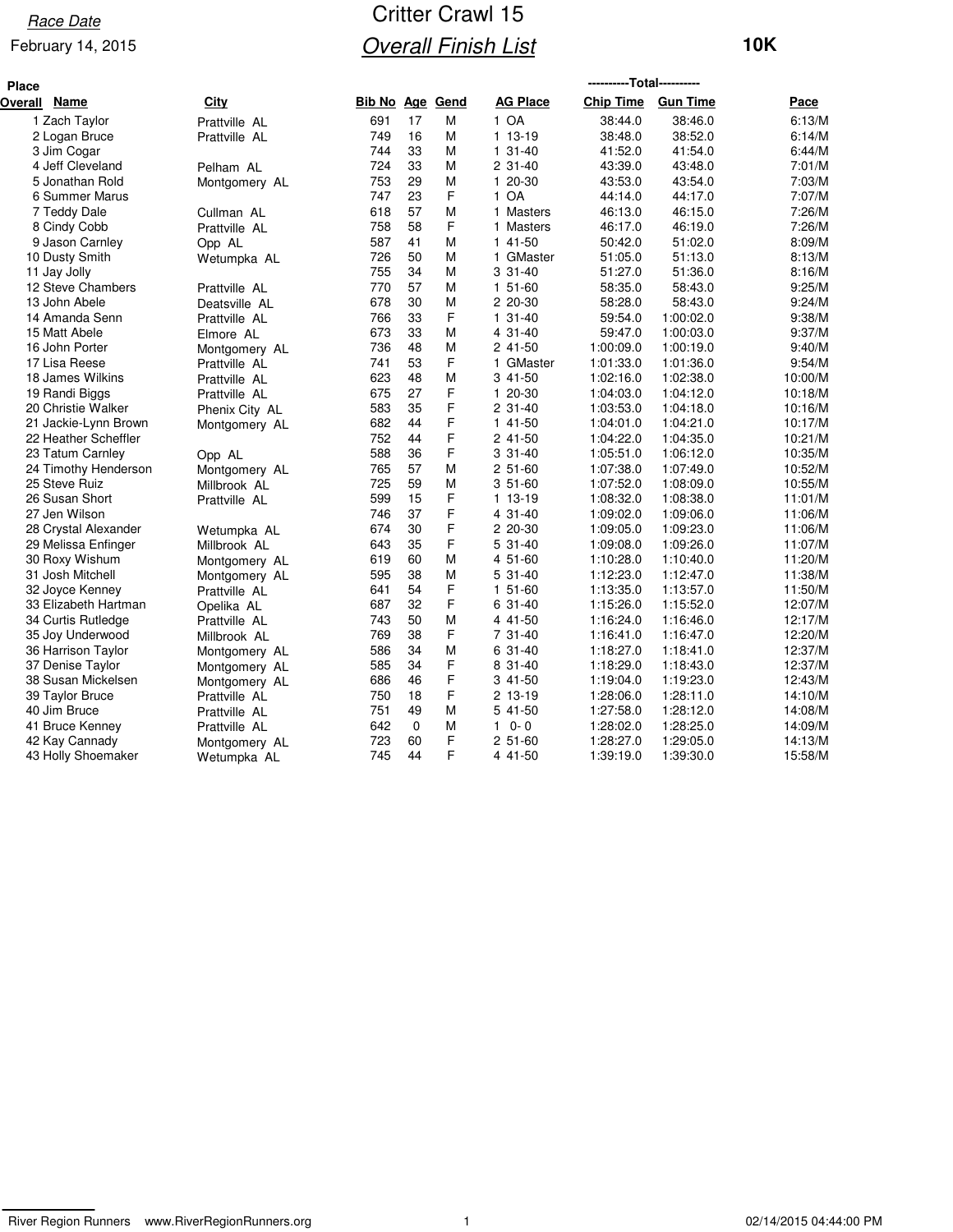Race Date

February 14, 2015

# Critter Crawl 15

## Overall Finish List

**10K**

| Place Overall | Name | City | Bib No | Age | Gend | AG Place | Chip Time | Gun Time | Pace |
|---|---|---|---|---|---|---|---|---|---|
| 1 | Zach Taylor | Prattville AL | 691 | 17 | M | 1 OA | 38:44.0 | 38:46.0 | 6:13/M |
| 2 | Logan Bruce | Prattville AL | 749 | 16 | M | 1 13-19 | 38:48.0 | 38:52.0 | 6:14/M |
| 3 | Jim Cogar | | 744 | 33 | M | 1 31-40 | 41:52.0 | 41:54.0 | 6:44/M |
| 4 | Jeff Cleveland | Pelham AL | 724 | 33 | M | 2 31-40 | 43:39.0 | 43:48.0 | 7:01/M |
| 5 | Jonathan Rold | Montgomery AL | 753 | 29 | M | 1 20-30 | 43:53.0 | 43:54.0 | 7:03/M |
| 6 | Summer Marus | | 747 | 23 | F | 1 OA | 44:14.0 | 44:17.0 | 7:07/M |
| 7 | Teddy Dale | Cullman AL | 618 | 57 | M | 1 Masters | 46:13.0 | 46:15.0 | 7:26/M |
| 8 | Cindy Cobb | Prattville AL | 758 | 58 | F | 1 Masters | 46:17.0 | 46:19.0 | 7:26/M |
| 9 | Jason Carnley | Opp AL | 587 | 41 | M | 1 41-50 | 50:42.0 | 51:02.0 | 8:09/M |
| 10 | Dusty Smith | Wetumpka AL | 726 | 50 | M | 1 GMaster | 51:05.0 | 51:13.0 | 8:13/M |
| 11 | Jay Jolly | | 755 | 34 | M | 3 31-40 | 51:27.0 | 51:36.0 | 8:16/M |
| 12 | Steve Chambers | Prattville AL | 770 | 57 | M | 1 51-60 | 58:35.0 | 58:43.0 | 9:25/M |
| 13 | John Abele | Deatsville AL | 678 | 30 | M | 2 20-30 | 58:28.0 | 58:43.0 | 9:24/M |
| 14 | Amanda Senn | Prattville AL | 766 | 33 | F | 1 31-40 | 59:54.0 | 1:00:02.0 | 9:38/M |
| 15 | Matt Abele | Elmore AL | 673 | 33 | M | 4 31-40 | 59:47.0 | 1:00:03.0 | 9:37/M |
| 16 | John Porter | Montgomery AL | 736 | 48 | M | 2 41-50 | 1:00:09.0 | 1:00:19.0 | 9:40/M |
| 17 | Lisa Reese | Prattville AL | 741 | 53 | F | 1 GMaster | 1:01:33.0 | 1:01:36.0 | 9:54/M |
| 18 | James Wilkins | Prattville AL | 623 | 48 | M | 3 41-50 | 1:02:16.0 | 1:02:38.0 | 10:00/M |
| 19 | Randi Biggs | Prattville AL | 675 | 27 | F | 1 20-30 | 1:04:03.0 | 1:04:12.0 | 10:18/M |
| 20 | Christie Walker | Phenix City AL | 583 | 35 | F | 2 31-40 | 1:03:53.0 | 1:04:18.0 | 10:16/M |
| 21 | Jackie-Lynn Brown | Montgomery AL | 682 | 44 | F | 1 41-50 | 1:04:01.0 | 1:04:21.0 | 10:17/M |
| 22 | Heather Scheffler | | 752 | 44 | F | 2 41-50 | 1:04:22.0 | 1:04:35.0 | 10:21/M |
| 23 | Tatum Carnley | Opp AL | 588 | 36 | F | 3 31-40 | 1:05:51.0 | 1:06:12.0 | 10:35/M |
| 24 | Timothy Henderson | Montgomery AL | 765 | 57 | M | 2 51-60 | 1:07:38.0 | 1:07:49.0 | 10:52/M |
| 25 | Steve Ruiz | Millbrook AL | 725 | 59 | M | 3 51-60 | 1:07:52.0 | 1:08:09.0 | 10:55/M |
| 26 | Susan Short | Prattville AL | 599 | 15 | F | 1 13-19 | 1:08:32.0 | 1:08:38.0 | 11:01/M |
| 27 | Jen Wilson | | 746 | 37 | F | 4 31-40 | 1:09:02.0 | 1:09:06.0 | 11:06/M |
| 28 | Crystal Alexander | Wetumpka AL | 674 | 30 | F | 2 20-30 | 1:09:05.0 | 1:09:23.0 | 11:06/M |
| 29 | Melissa Enfinger | Millbrook AL | 643 | 35 | F | 5 31-40 | 1:09:08.0 | 1:09:26.0 | 11:07/M |
| 30 | Roxy Wishum | Montgomery AL | 619 | 60 | M | 4 51-60 | 1:10:28.0 | 1:10:40.0 | 11:20/M |
| 31 | Josh Mitchell | Montgomery AL | 595 | 38 | M | 5 31-40 | 1:12:23.0 | 1:12:47.0 | 11:38/M |
| 32 | Joyce Kenney | Prattville AL | 641 | 54 | F | 1 51-60 | 1:13:35.0 | 1:13:57.0 | 11:50/M |
| 33 | Elizabeth Hartman | Opelika AL | 687 | 32 | F | 6 31-40 | 1:15:26.0 | 1:15:52.0 | 12:07/M |
| 34 | Curtis Rutledge | Prattville AL | 743 | 50 | M | 4 41-50 | 1:16:24.0 | 1:16:46.0 | 12:17/M |
| 35 | Joy Underwood | Millbrook AL | 769 | 38 | F | 7 31-40 | 1:16:41.0 | 1:16:47.0 | 12:20/M |
| 36 | Harrison Taylor | Montgomery AL | 586 | 34 | M | 6 31-40 | 1:18:27.0 | 1:18:41.0 | 12:37/M |
| 37 | Denise Taylor | Montgomery AL | 585 | 34 | F | 8 31-40 | 1:18:29.0 | 1:18:43.0 | 12:37/M |
| 38 | Susan Mickelsen | Montgomery AL | 686 | 46 | F | 3 41-50 | 1:19:04.0 | 1:19:23.0 | 12:43/M |
| 39 | Taylor Bruce | Prattville AL | 750 | 18 | F | 2 13-19 | 1:28:06.0 | 1:28:11.0 | 14:10/M |
| 40 | Jim Bruce | Prattville AL | 751 | 49 | M | 5 41-50 | 1:27:58.0 | 1:28:12.0 | 14:08/M |
| 41 | Bruce Kenney | Prattville AL | 642 | 0 | M | 1 0- 0 | 1:28:02.0 | 1:28:25.0 | 14:09/M |
| 42 | Kay Cannady | Montgomery AL | 723 | 60 | F | 2 51-60 | 1:28:27.0 | 1:29:05.0 | 14:13/M |
| 43 | Holly Shoemaker | Wetumpka AL | 745 | 44 | F | 4 41-50 | 1:39:19.0 | 1:39:30.0 | 15:58/M |

River Region Runners www.RiverRegionRunners.org 02/14/2015 04:44:00 PM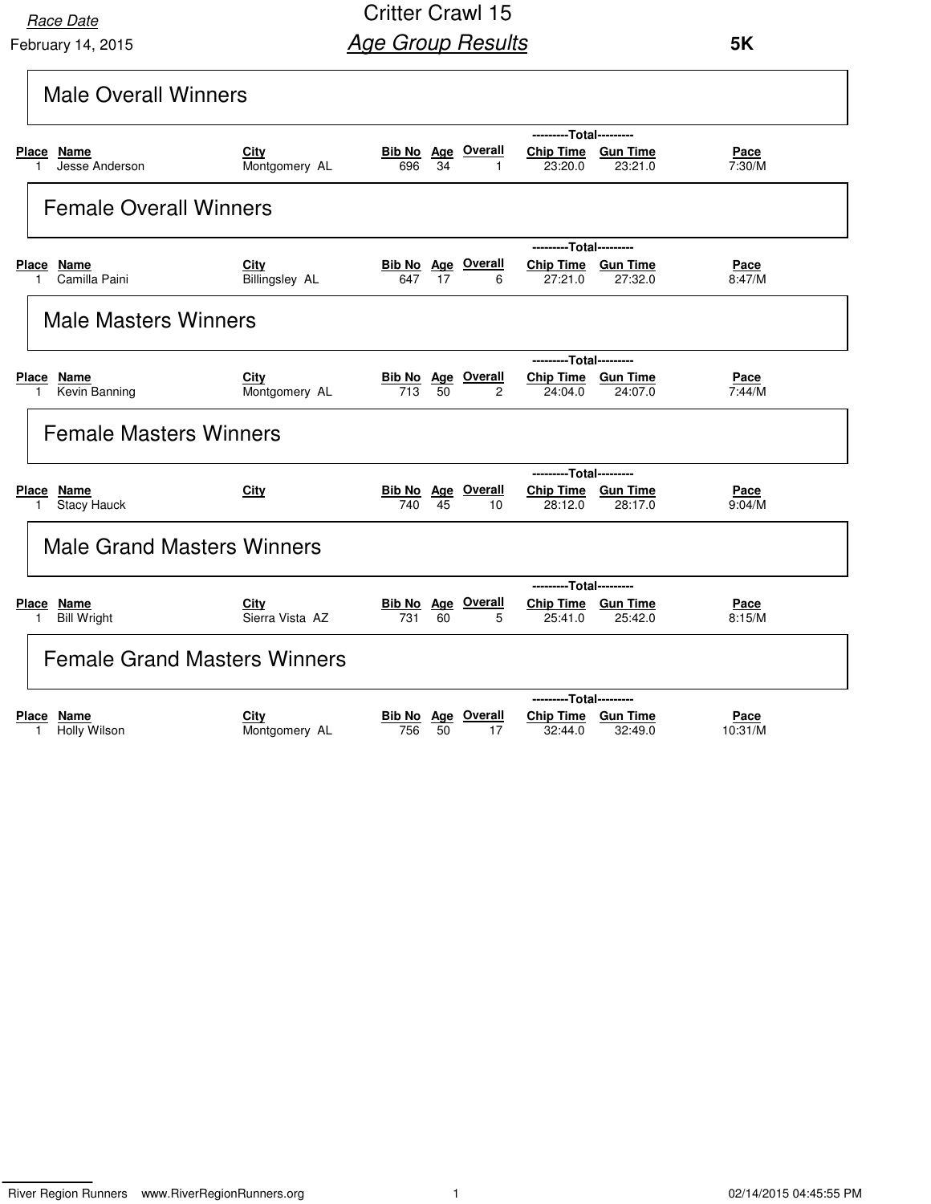Race Date

February 14, 2015

# Critter Crawl 15

## Age Group Results

**5K**

### Male Overall Winners

| Place | Name | City | Bib No | Age | Overall | ---------Total--------- Chip Time | Gun Time | Pace |
|---|---|---|---|---|---|---|---|---|
| 1 | Jesse Anderson | Montgomery AL | 696 | 34 | 1 | 23:20.0 | 23:21.0 | 7:30/M |

### Female Overall Winners

| Place | Name | City | Bib No | Age | Overall | ---------Total--------- Chip Time | Gun Time | Pace |
|---|---|---|---|---|---|---|---|---|
| 1 | Camilla Paini | Billingsley AL | 647 | 17 | 6 | 27:21.0 | 27:32.0 | 8:47/M |

### Male Masters Winners

| Place | Name | City | Bib No | Age | Overall | ---------Total--------- Chip Time | Gun Time | Pace |
|---|---|---|---|---|---|---|---|---|
| 1 | Kevin Banning | Montgomery AL | 713 | 50 | 2 | 24:04.0 | 24:07.0 | 7:44/M |

### Female Masters Winners

| Place | Name | City | Bib No | Age | Overall | ---------Total--------- Chip Time | Gun Time | Pace |
|---|---|---|---|---|---|---|---|---|
| 1 | Stacy Hauck | | 740 | 45 | 10 | 28:12.0 | 28:17.0 | 9:04/M |

### Male Grand Masters Winners

| Place | Name | City | Bib No | Age | Overall | ---------Total--------- Chip Time | Gun Time | Pace |
|---|---|---|---|---|---|---|---|---|
| 1 | Bill Wright | Sierra Vista AZ | 731 | 60 | 5 | 25:41.0 | 25:42.0 | 8:15/M |

### Female Grand Masters Winners

| Place | Name | City | Bib No | Age | Overall | ---------Total--------- Chip Time | Gun Time | Pace |
|---|---|---|---|---|---|---|---|---|
| 1 | Holly Wilson | Montgomery AL | 756 | 50 | 17 | 32:44.0 | 32:49.0 | 10:31/M |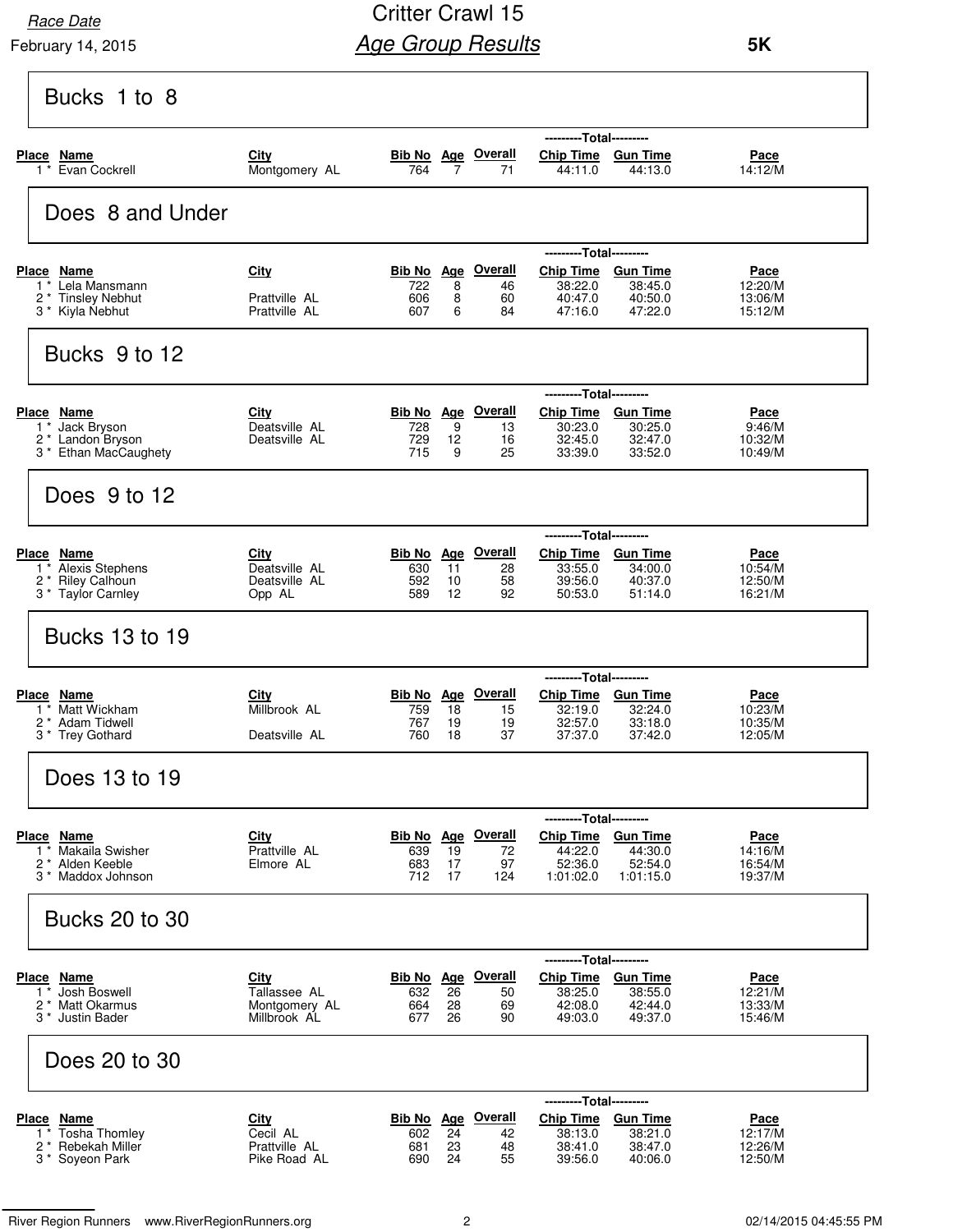Race Date

February 14, 2015

# Critter Crawl 15

## Age Group Results

**5K**

### Bucks 1 to 8

| Place | Name | City | Bib No | Age | Overall | Chip Time | Gun Time | Pace |
|---|---|---|---|---|---|---|---|---|
| 1 * | Evan Cockrell | Montgomery AL | 764 | 7 | 71 | 44:11.0 | 44:13.0 | 14:12/M |

### Does 8 and Under

| Place | Name | City | Bib No | Age | Overall | Chip Time | Gun Time | Pace |
|---|---|---|---|---|---|---|---|---|
| 1 * | Lela Mansmann | | 722 | 8 | 46 | 38:22.0 | 38:45.0 | 12:20/M |
| 2 * | Tinsley Nebhut | Prattville AL | 606 | 8 | 60 | 40:47.0 | 40:50.0 | 13:06/M |
| 3 * | Kiyla Nebhut | Prattville AL | 607 | 6 | 84 | 47:16.0 | 47:22.0 | 15:12/M |

### Bucks 9 to 12

| Place | Name | City | Bib No | Age | Overall | Chip Time | Gun Time | Pace |
|---|---|---|---|---|---|---|---|---|
| 1 * | Jack Bryson | Deatsville AL | 728 | 9 | 13 | 30:23.0 | 30:25.0 | 9:46/M |
| 2 * | Landon Bryson | Deatsville AL | 729 | 12 | 16 | 32:45.0 | 32:47.0 | 10:32/M |
| 3 * | Ethan MacCaughety | | 715 | 9 | 25 | 33:39.0 | 33:52.0 | 10:49/M |

### Does 9 to 12

| Place | Name | City | Bib No | Age | Overall | Chip Time | Gun Time | Pace |
|---|---|---|---|---|---|---|---|---|
| 1 * | Alexis Stephens | Deatsville AL | 630 | 11 | 28 | 33:55.0 | 34:00.0 | 10:54/M |
| 2 * | Riley Calhoun | Deatsville AL | 592 | 10 | 58 | 39:56.0 | 40:37.0 | 12:50/M |
| 3 * | Taylor Carnley | Opp AL | 589 | 12 | 92 | 50:53.0 | 51:14.0 | 16:21/M |

### Bucks 13 to 19

| Place | Name | City | Bib No | Age | Overall | Chip Time | Gun Time | Pace |
|---|---|---|---|---|---|---|---|---|
| 1 * | Matt Wickham | Millbrook AL | 759 | 18 | 15 | 32:19.0 | 32:24.0 | 10:23/M |
| 2 * | Adam Tidwell | | 767 | 19 | 19 | 32:57.0 | 33:18.0 | 10:35/M |
| 3 * | Trey Gothard | Deatsville AL | 760 | 18 | 37 | 37:37.0 | 37:42.0 | 12:05/M |

### Does 13 to 19

| Place | Name | City | Bib No | Age | Overall | Chip Time | Gun Time | Pace |
|---|---|---|---|---|---|---|---|---|
| 1 * | Makaila Swisher | Prattville AL | 639 | 19 | 72 | 44:22.0 | 44:30.0 | 14:16/M |
| 2 * | Alden Keeble | Elmore AL | 683 | 17 | 97 | 52:36.0 | 52:54.0 | 16:54/M |
| 3 * | Maddox Johnson | | 712 | 17 | 124 | 1:01:02.0 | 1:01:15.0 | 19:37/M |

### Bucks 20 to 30

| Place | Name | City | Bib No | Age | Overall | Chip Time | Gun Time | Pace |
|---|---|---|---|---|---|---|---|---|
| 1 * | Josh Boswell | Tallassee AL | 632 | 26 | 50 | 38:25.0 | 38:55.0 | 12:21/M |
| 2 * | Matt Okarmus | Montgomery AL | 664 | 28 | 69 | 42:08.0 | 42:44.0 | 13:33/M |
| 3 * | Justin Bader | Millbrook AL | 677 | 26 | 90 | 49:03.0 | 49:37.0 | 15:46/M |

### Does 20 to 30

| Place | Name | City | Bib No | Age | Overall | Chip Time | Gun Time | Pace |
|---|---|---|---|---|---|---|---|---|
| 1 * | Tosha Thomley | Cecil AL | 602 | 24 | 42 | 38:13.0 | 38:21.0 | 12:17/M |
| 2 * | Rebekah Miller | Prattville AL | 681 | 23 | 48 | 38:41.0 | 38:47.0 | 12:26/M |
| 3 * | Soyeon Park | Pike Road AL | 690 | 24 | 55 | 39:56.0 | 40:06.0 | 12:50/M |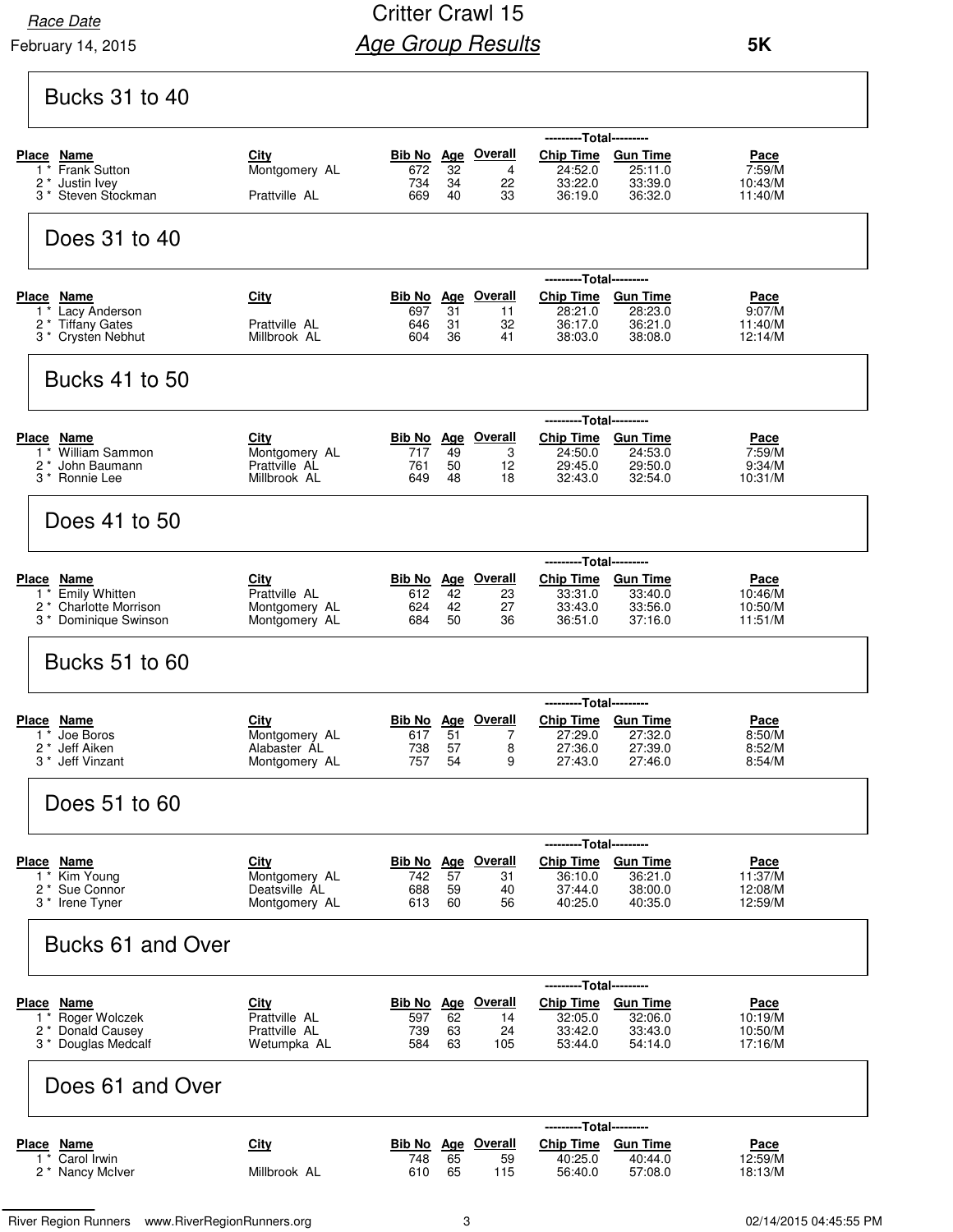Race Date

February 14, 2015

# Critter Crawl 15

## Age Group Results

**5K**

### Bucks 31 to 40

| Place | Name | City | Bib No | Age | Overall | Chip Time | Gun Time | Pace |
|---|---|---|---|---|---|---|---|---|
| 1 * | Frank Sutton | Montgomery AL | 672 | 32 | 4 | 24:52.0 | 25:11.0 | 7:59/M |
| 2 * | Justin Ivey | | 734 | 34 | 22 | 33:22.0 | 33:39.0 | 10:43/M |
| 3 * | Steven Stockman | Prattville AL | 669 | 40 | 33 | 36:19.0 | 36:32.0 | 11:40/M |

### Does 31 to 40

| Place | Name | City | Bib No | Age | Overall | Chip Time | Gun Time | Pace |
|---|---|---|---|---|---|---|---|---|
| 1 * | Lacy Anderson | | 697 | 31 | 11 | 28:21.0 | 28:23.0 | 9:07/M |
| 2 * | Tiffany Gates | Prattville AL | 646 | 31 | 32 | 36:17.0 | 36:21.0 | 11:40/M |
| 3 * | Crysten Nebhut | Millbrook AL | 604 | 36 | 41 | 38:03.0 | 38:08.0 | 12:14/M |

### Bucks 41 to 50

| Place | Name | City | Bib No | Age | Overall | Chip Time | Gun Time | Pace |
|---|---|---|---|---|---|---|---|---|
| 1 * | William Sammon | Montgomery AL | 717 | 49 | 3 | 24:50.0 | 24:53.0 | 7:59/M |
| 2 * | John Baumann | Prattville AL | 761 | 50 | 12 | 29:45.0 | 29:50.0 | 9:34/M |
| 3 * | Ronnie Lee | Millbrook AL | 649 | 48 | 18 | 32:43.0 | 32:54.0 | 10:31/M |

### Does 41 to 50

| Place | Name | City | Bib No | Age | Overall | Chip Time | Gun Time | Pace |
|---|---|---|---|---|---|---|---|---|
| 1 * | Emily Whitten | Prattville AL | 612 | 42 | 23 | 33:31.0 | 33:40.0 | 10:46/M |
| 2 * | Charlotte Morrison | Montgomery AL | 624 | 42 | 27 | 33:43.0 | 33:56.0 | 10:50/M |
| 3 * | Dominique Swinson | Montgomery AL | 684 | 50 | 36 | 36:51.0 | 37:16.0 | 11:51/M |

### Bucks 51 to 60

| Place | Name | City | Bib No | Age | Overall | Chip Time | Gun Time | Pace |
|---|---|---|---|---|---|---|---|---|
| 1 * | Joe Boros | Montgomery AL | 617 | 51 | 7 | 27:29.0 | 27:32.0 | 8:50/M |
| 2 * | Jeff Aiken | Alabaster AL | 738 | 57 | 8 | 27:36.0 | 27:39.0 | 8:52/M |
| 3 * | Jeff Vinzant | Montgomery AL | 757 | 54 | 9 | 27:43.0 | 27:46.0 | 8:54/M |

### Does 51 to 60

| Place | Name | City | Bib No | Age | Overall | Chip Time | Gun Time | Pace |
|---|---|---|---|---|---|---|---|---|
| 1 * | Kim Young | Montgomery AL | 742 | 57 | 31 | 36:10.0 | 36:21.0 | 11:37/M |
| 2 * | Sue Connor | Deatsville AL | 688 | 59 | 40 | 37:44.0 | 38:00.0 | 12:08/M |
| 3 * | Irene Tyner | Montgomery AL | 613 | 60 | 56 | 40:25.0 | 40:35.0 | 12:59/M |

### Bucks 61 and Over

| Place | Name | City | Bib No | Age | Overall | Chip Time | Gun Time | Pace |
|---|---|---|---|---|---|---|---|---|
| 1 * | Roger Wolczek | Prattville AL | 597 | 62 | 14 | 32:05.0 | 32:06.0 | 10:19/M |
| 2 * | Donald Causey | Prattville AL | 739 | 63 | 24 | 33:42.0 | 33:43.0 | 10:50/M |
| 3 * | Douglas Medcalf | Wetumpka AL | 584 | 63 | 105 | 53:44.0 | 54:14.0 | 17:16/M |

### Does 61 and Over

| Place | Name | City | Bib No | Age | Overall | Chip Time | Gun Time | Pace |
|---|---|---|---|---|---|---|---|---|
| 1 * | Carol Irwin | | 748 | 65 | 59 | 40:25.0 | 40:44.0 | 12:59/M |
| 2 * | Nancy McIver | Millbrook AL | 610 | 65 | 115 | 56:40.0 | 57:08.0 | 18:13/M |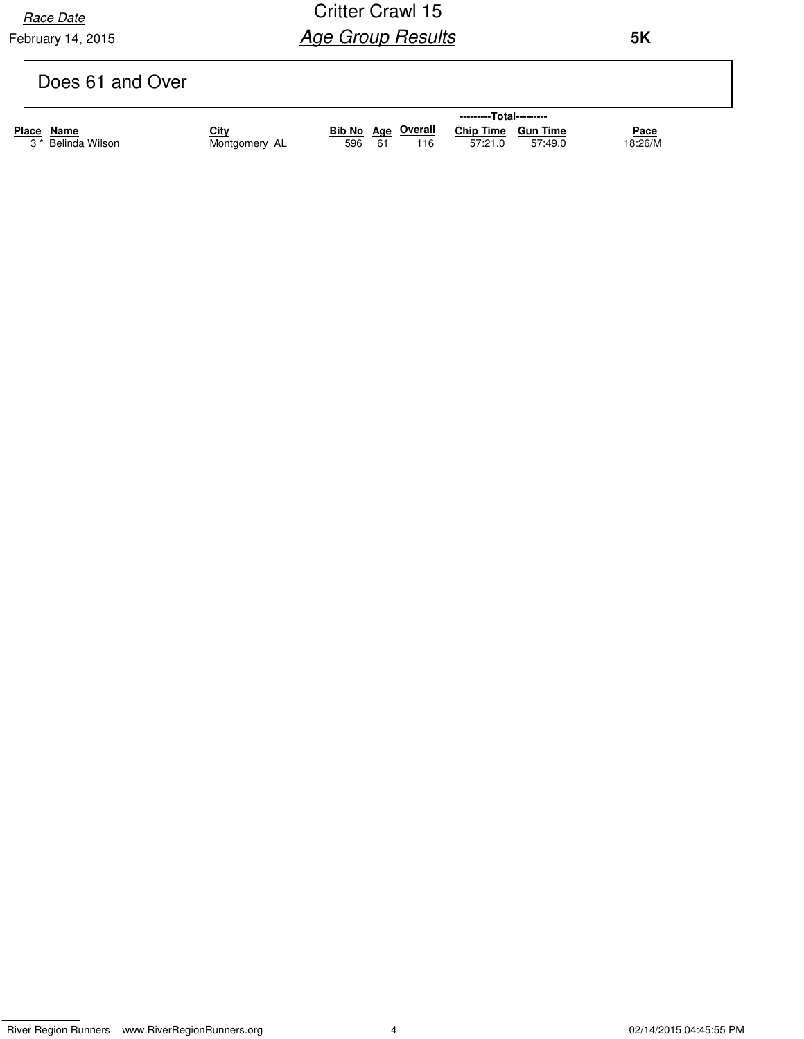Race Date

February 14, 2015

# Critter Crawl 15

## Age Group Results

**5K**

### Does 61 and Over

| Place | Name | City | Bib No | Age | Overall | ---------Total--------- | | Pace |
|---|---|---|---|---|---|---|---|---|
| | | | | | | Chip Time | Gun Time | |
| 3 * | Belinda Wilson | Montgomery AL | 596 | 61 | 116 | 57:21.0 | 57:49.0 | 18:26/M |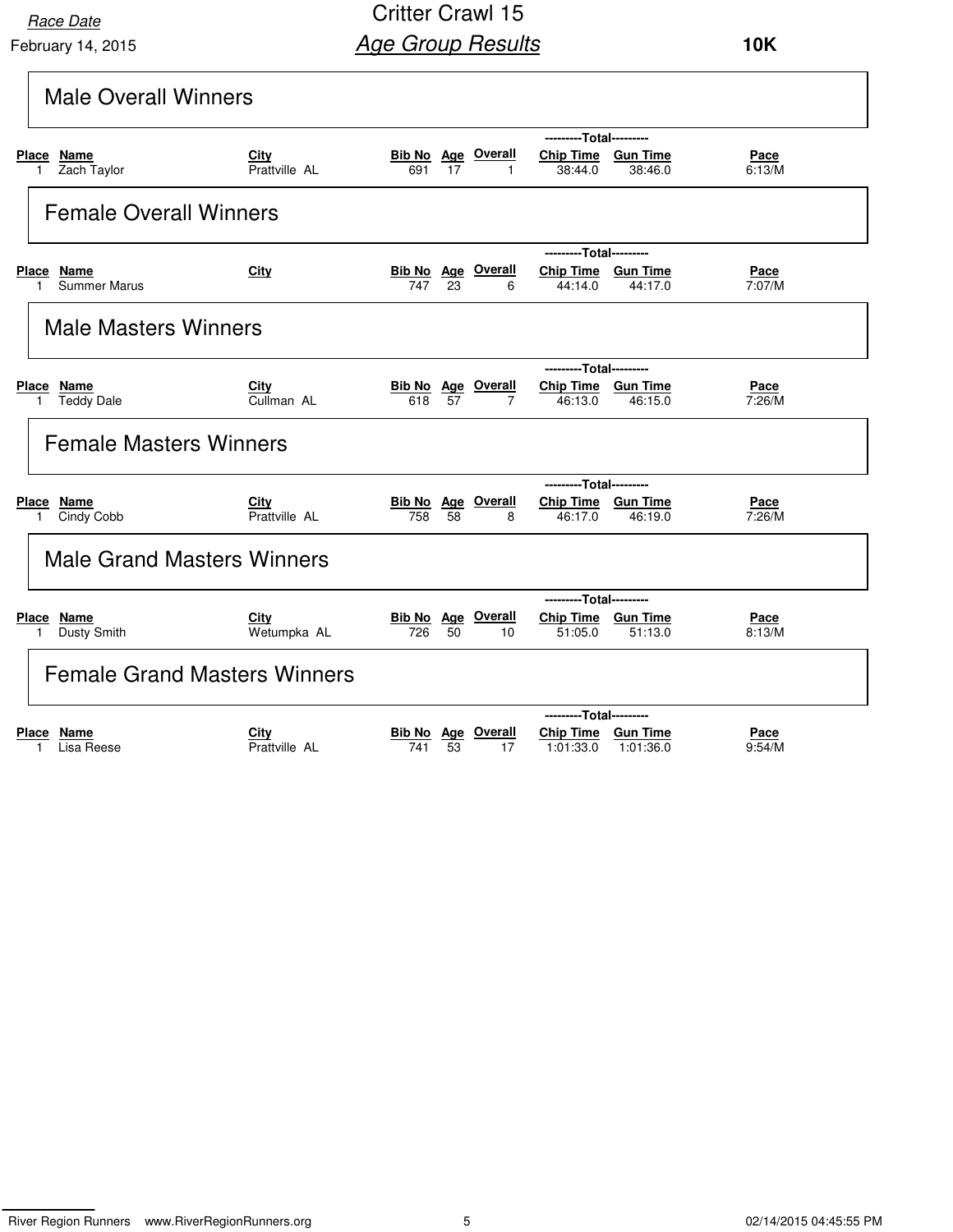Race Date

February 14, 2015

# Critter Crawl 15

## Age Group Results

**10K**

### Male Overall Winners

| Place | Name | City | Bib No | Age | Overall | Chip Time | Gun Time | Pace |
|---|---|---|---|---|---|---|---|---|
| | | | | | | ---------Total--------- | | |
| 1 | Zach Taylor | Prattville AL | 691 | 17 | 1 | 38:44.0 | 38:46.0 | 6:13/M |

### Female Overall Winners

| Place | Name | City | Bib No | Age | Overall | Chip Time | Gun Time | Pace |
|---|---|---|---|---|---|---|---|---|
| | | | | | | ---------Total--------- | | |
| 1 | Summer Marus | | 747 | 23 | 6 | 44:14.0 | 44:17.0 | 7:07/M |

### Male Masters Winners

| Place | Name | City | Bib No | Age | Overall | Chip Time | Gun Time | Pace |
|---|---|---|---|---|---|---|---|---|
| | | | | | | ---------Total--------- | | |
| 1 | Teddy Dale | Cullman AL | 618 | 57 | 7 | 46:13.0 | 46:15.0 | 7:26/M |

### Female Masters Winners

| Place | Name | City | Bib No | Age | Overall | Chip Time | Gun Time | Pace |
|---|---|---|---|---|---|---|---|---|
| | | | | | | ---------Total--------- | | |
| 1 | Cindy Cobb | Prattville AL | 758 | 58 | 8 | 46:17.0 | 46:19.0 | 7:26/M |

### Male Grand Masters Winners

| Place | Name | City | Bib No | Age | Overall | Chip Time | Gun Time | Pace |
|---|---|---|---|---|---|---|---|---|
| | | | | | | ---------Total--------- | | |
| 1 | Dusty Smith | Wetumpka AL | 726 | 50 | 10 | 51:05.0 | 51:13.0 | 8:13/M |

### Female Grand Masters Winners

| Place | Name | City | Bib No | Age | Overall | Chip Time | Gun Time | Pace |
|---|---|---|---|---|---|---|---|---|
| | | | | | | ---------Total--------- | | |
| 1 | Lisa Reese | Prattville AL | 741 | 53 | 17 | 1:01:33.0 | 1:01:36.0 | 9:54/M |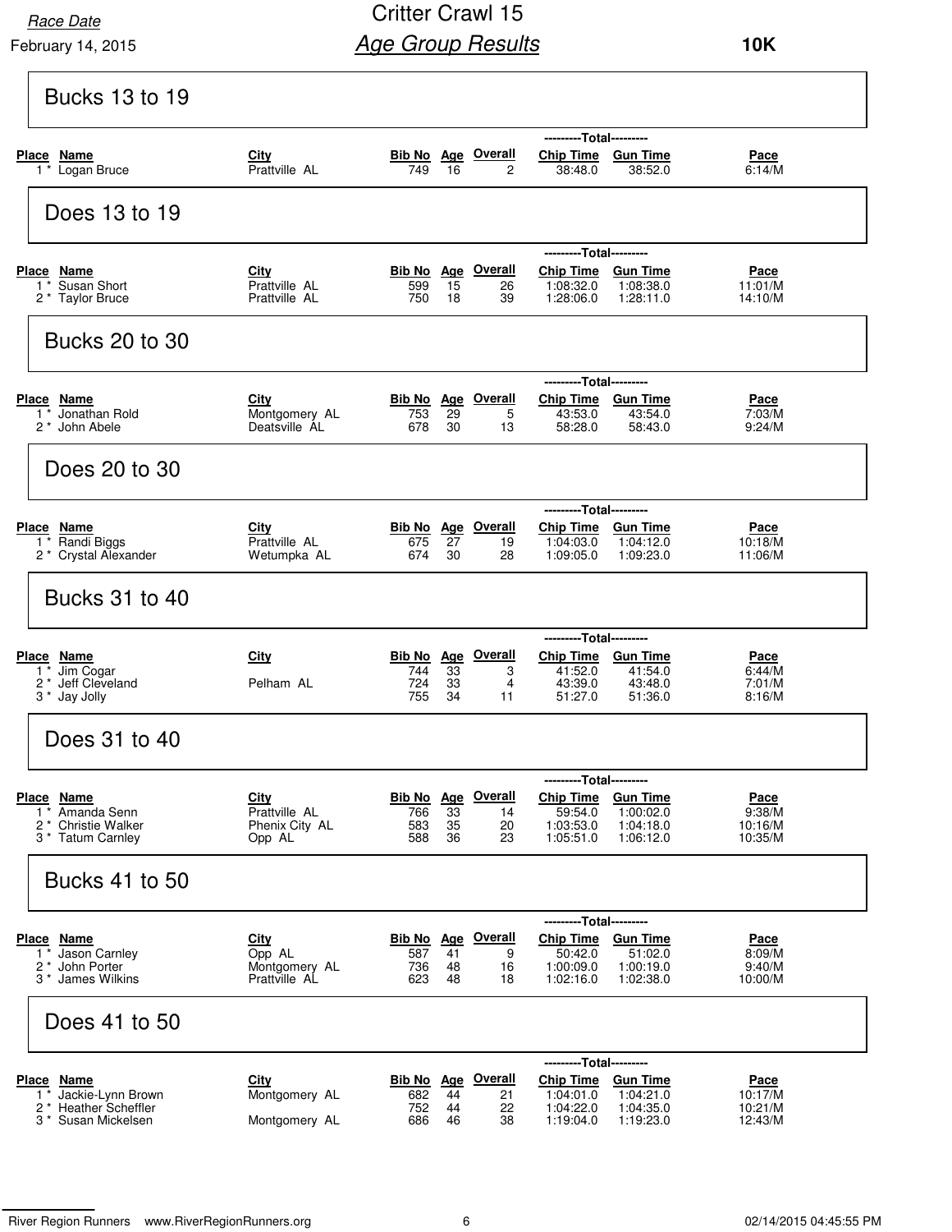Race Date

February 14, 2015

# Critter Crawl 15

## Age Group Results

**10K**

### Bucks 13 to 19

| Place | Name | City | Bib No | Age | Overall | Chip Time | Gun Time | Pace |
|---|---|---|---|---|---|---|---|---|
| | | | | | | ---------Total--------- | | |
| 1 * | Logan Bruce | Prattville AL | 749 | 16 | 2 | 38:48.0 | 38:52.0 | 6:14/M |

### Does 13 to 19

| Place | Name | City | Bib No | Age | Overall | Chip Time | Gun Time | Pace |
|---|---|---|---|---|---|---|---|---|
| | | | | | | ---------Total--------- | | |
| 1 * | Susan Short | Prattville AL | 599 | 15 | 26 | 1:08:32.0 | 1:08:38.0 | 11:01/M |
| 2 * | Taylor Bruce | Prattville AL | 750 | 18 | 39 | 1:28:06.0 | 1:28:11.0 | 14:10/M |

### Bucks 20 to 30

| Place | Name | City | Bib No | Age | Overall | Chip Time | Gun Time | Pace |
|---|---|---|---|---|---|---|---|---|
| | | | | | | ---------Total--------- | | |
| 1 * | Jonathan Rold | Montgomery AL | 753 | 29 | 5 | 43:53.0 | 43:54.0 | 7:03/M |
| 2 * | John Abele | Deatsville AL | 678 | 30 | 13 | 58:28.0 | 58:43.0 | 9:24/M |

### Does 20 to 30

| Place | Name | City | Bib No | Age | Overall | Chip Time | Gun Time | Pace |
|---|---|---|---|---|---|---|---|---|
| | | | | | | ---------Total--------- | | |
| 1 * | Randi Biggs | Prattville AL | 675 | 27 | 19 | 1:04:03.0 | 1:04:12.0 | 10:18/M |
| 2 * | Crystal Alexander | Wetumpka AL | 674 | 30 | 28 | 1:09:05.0 | 1:09:23.0 | 11:06/M |

### Bucks 31 to 40

| Place | Name | City | Bib No | Age | Overall | Chip Time | Gun Time | Pace |
|---|---|---|---|---|---|---|---|---|
| | | | | | | ---------Total--------- | | |
| 1 * | Jim Cogar | | 744 | 33 | 3 | 41:52.0 | 41:54.0 | 6:44/M |
| 2 * | Jeff Cleveland | Pelham AL | 724 | 33 | 4 | 43:39.0 | 43:48.0 | 7:01/M |
| 3 * | Jay Jolly | | 755 | 34 | 11 | 51:27.0 | 51:36.0 | 8:16/M |

### Does 31 to 40

| Place | Name | City | Bib No | Age | Overall | Chip Time | Gun Time | Pace |
|---|---|---|---|---|---|---|---|---|
| | | | | | | ---------Total--------- | | |
| 1 * | Amanda Senn | Prattville AL | 766 | 33 | 14 | 59:54.0 | 1:00:02.0 | 9:38/M |
| 2 * | Christie Walker | Phenix City AL | 583 | 35 | 20 | 1:03:53.0 | 1:04:18.0 | 10:16/M |
| 3 * | Tatum Carnley | Opp AL | 588 | 36 | 23 | 1:05:51.0 | 1:06:12.0 | 10:35/M |

### Bucks 41 to 50

| Place | Name | City | Bib No | Age | Overall | Chip Time | Gun Time | Pace |
|---|---|---|---|---|---|---|---|---|
| | | | | | | ---------Total--------- | | |
| 1 * | Jason Carnley | Opp AL | 587 | 41 | 9 | 50:42.0 | 51:02.0 | 8:09/M |
| 2 * | John Porter | Montgomery AL | 736 | 48 | 16 | 1:00:09.0 | 1:00:19.0 | 9:40/M |
| 3 * | James Wilkins | Prattville AL | 623 | 48 | 18 | 1:02:16.0 | 1:02:38.0 | 10:00/M |

### Does 41 to 50

| Place | Name | City | Bib No | Age | Overall | Chip Time | Gun Time | Pace |
|---|---|---|---|---|---|---|---|---|
| | | | | | | ---------Total--------- | | |
| 1 * | Jackie-Lynn Brown | Montgomery AL | 682 | 44 | 21 | 1:04:01.0 | 1:04:21.0 | 10:17/M |
| 2 * | Heather Scheffler | | 752 | 44 | 22 | 1:04:22.0 | 1:04:35.0 | 10:21/M |
| 3 * | Susan Mickelsen | Montgomery AL | 686 | 46 | 38 | 1:19:04.0 | 1:19:23.0 | 12:43/M |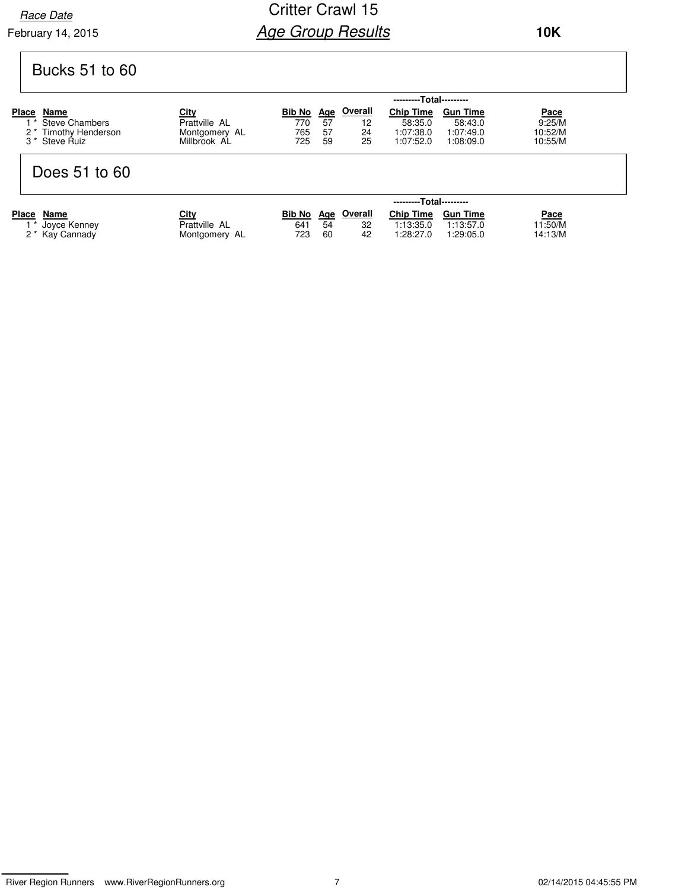Race Date

February 14, 2015

# Critter Crawl 15

## Age Group Results

**10K**

### Bucks 51 to 60

| Place | Name | City | Bib No | Age | Overall | Total Chip Time | Total Gun Time | Pace |
|---|---|---|---|---|---|---|---|---|
| 1 * | Steve Chambers | Prattville AL | 770 | 57 | 12 | 58:35.0 | 58:43.0 | 9:25/M |
| 2 * | Timothy Henderson | Montgomery AL | 765 | 57 | 24 | 1:07:38.0 | 1:07:49.0 | 10:52/M |
| 3 * | Steve Ruiz | Millbrook AL | 725 | 59 | 25 | 1:07:52.0 | 1:08:09.0 | 10:55/M |

### Does 51 to 60

| Place | Name | City | Bib No | Age | Overall | Total Chip Time | Total Gun Time | Pace |
|---|---|---|---|---|---|---|---|---|
| 1 * | Joyce Kenney | Prattville AL | 641 | 54 | 32 | 1:13:35.0 | 1:13:57.0 | 11:50/M |
| 2 * | Kay Cannady | Montgomery AL | 723 | 60 | 42 | 1:28:27.0 | 1:29:05.0 | 14:13/M |

River Region Runners www.RiverRegionRunners.org 02/14/2015 04:45:55 PM